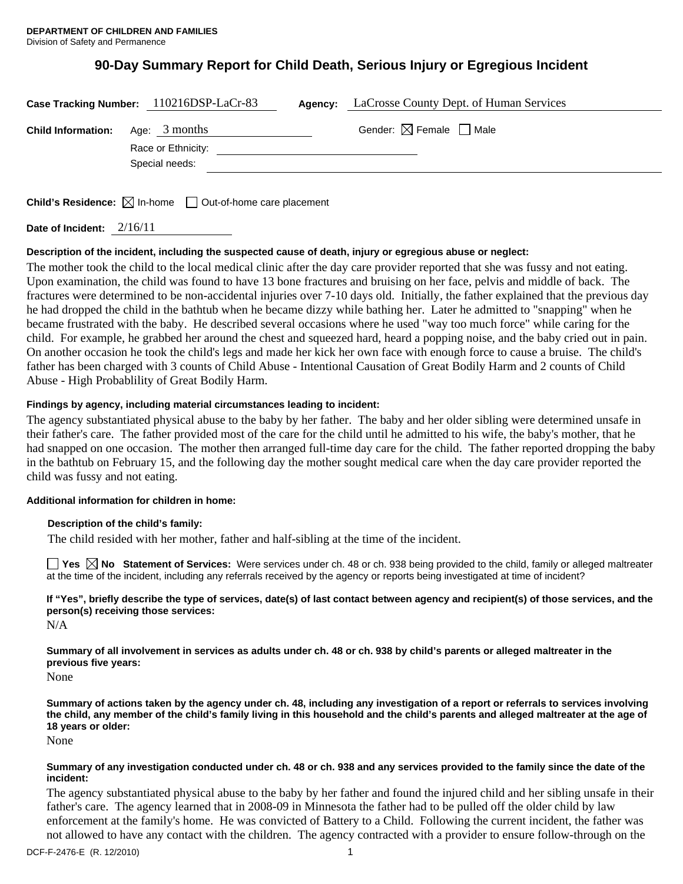**DEPARTMENT OF CHILDREN AND FAMILIES**
Division of Safety and Permanence

# 90-Day Summary Report for Child Death, Serious Injury or Egregious Incident

**Case Tracking Number:** 110216DSP-LaCr-83 **Agency:** LaCrosse County Dept. of Human Services

**Child Information:** Age: 3 months Gender: ☒ Female ☐ Male

Race or Ethnicity:

Special needs:

**Child's Residence:** ☒ In-home ☐ Out-of-home care placement

**Date of Incident:** 2/16/11

**Description of the incident, including the suspected cause of death, injury or egregious abuse or neglect:**

The mother took the child to the local medical clinic after the day care provider reported that she was fussy and not eating. Upon examination, the child was found to have 13 bone fractures and bruising on her face, pelvis and middle of back. The fractures were determined to be non-accidental injuries over 7-10 days old. Initially, the father explained that the previous day he had dropped the child in the bathtub when he became dizzy while bathing her. Later he admitted to "snapping" when he became frustrated with the baby. He described several occasions where he used "way too much force" while caring for the child. For example, he grabbed her around the chest and squeezed hard, heard a popping noise, and the baby cried out in pain. On another occasion he took the child's legs and made her kick her own face with enough force to cause a bruise. The child's father has been charged with 3 counts of Child Abuse - Intentional Causation of Great Bodily Harm and 2 counts of Child Abuse - High Probablility of Great Bodily Harm.

**Findings by agency, including material circumstances leading to incident:**

The agency substantiated physical abuse to the baby by her father. The baby and her older sibling were determined unsafe in their father's care. The father provided most of the care for the child until he admitted to his wife, the baby's mother, that he had snapped on one occasion. The mother then arranged full-time day care for the child. The father reported dropping the baby in the bathtub on February 15, and the following day the mother sought medical care when the day care provider reported the child was fussy and not eating.

**Additional information for children in home:**

**Description of the child's family:**

The child resided with her mother, father and half-sibling at the time of the incident.

☐ **Yes** ☒ **No Statement of Services:** Were services under ch. 48 or ch. 938 being provided to the child, family or alleged maltreater at the time of the incident, including any referrals received by the agency or reports being investigated at time of incident?

**If "Yes", briefly describe the type of services, date(s) of last contact between agency and recipient(s) of those services, and the person(s) receiving those services:**

N/A

**Summary of all involvement in services as adults under ch. 48 or ch. 938 by child's parents or alleged maltreater in the previous five years:**

None

**Summary of actions taken by the agency under ch. 48, including any investigation of a report or referrals to services involving the child, any member of the child's family living in this household and the child's parents and alleged maltreater at the age of 18 years or older:**

None

**Summary of any investigation conducted under ch. 48 or ch. 938 and any services provided to the family since the date of the incident:**

The agency substantiated physical abuse to the baby by her father and found the injured child and her sibling unsafe in their father's care. The agency learned that in 2008-09 in Minnesota the father had to be pulled off the older child by law enforcement at the family's home. He was convicted of Battery to a Child. Following the current incident, the father was not allowed to have any contact with the children. The agency contracted with a provider to ensure follow-through on the

DCF-F-2476-E (R. 12/2010)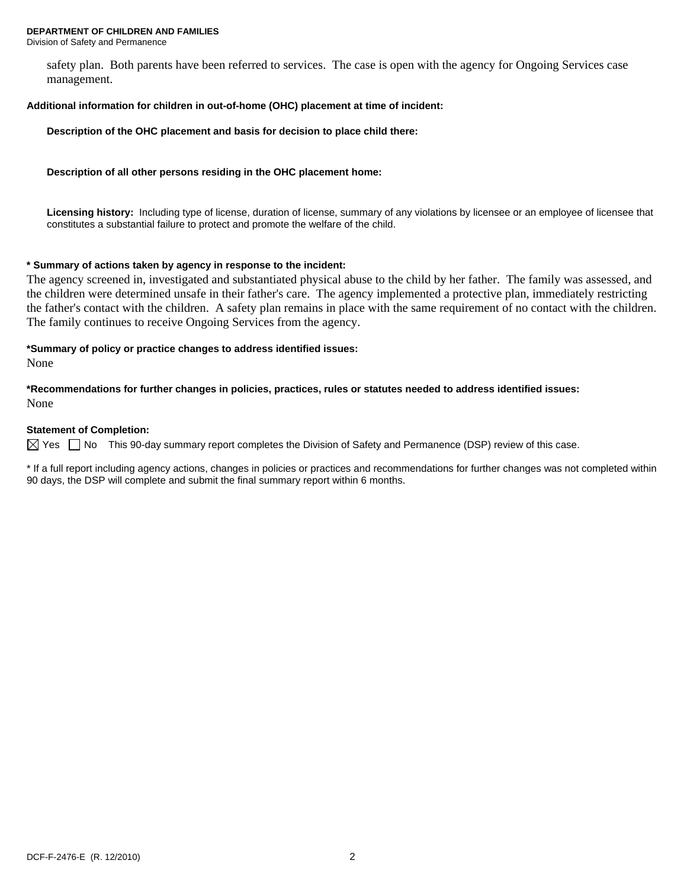safety plan. Both parents have been referred to services. The case is open with the agency for Ongoing Services case management.

**Additional information for children in out-of-home (OHC) placement at time of incident:**

**Description of the OHC placement and basis for decision to place child there:**

**Description of all other persons residing in the OHC placement home:**

**Licensing history:** Including type of license, duration of license, summary of any violations by licensee or an employee of licensee that constitutes a substantial failure to protect and promote the welfare of the child.

**\* Summary of actions taken by agency in response to the incident:**

The agency screened in, investigated and substantiated physical abuse to the child by her father. The family was assessed, and the children were determined unsafe in their father's care. The agency implemented a protective plan, immediately restricting the father's contact with the children. A safety plan remains in place with the same requirement of no contact with the children. The family continues to receive Ongoing Services from the agency.

**\*Summary of policy or practice changes to address identified issues:**

None

**\*Recommendations for further changes in policies, practices, rules or statutes needed to address identified issues:**

None

**Statement of Completion:**

☒ Yes ☐ No This 90-day summary report completes the Division of Safety and Permanence (DSP) review of this case.

\* If a full report including agency actions, changes in policies or practices and recommendations for further changes was not completed within 90 days, the DSP will complete and submit the final summary report within 6 months.